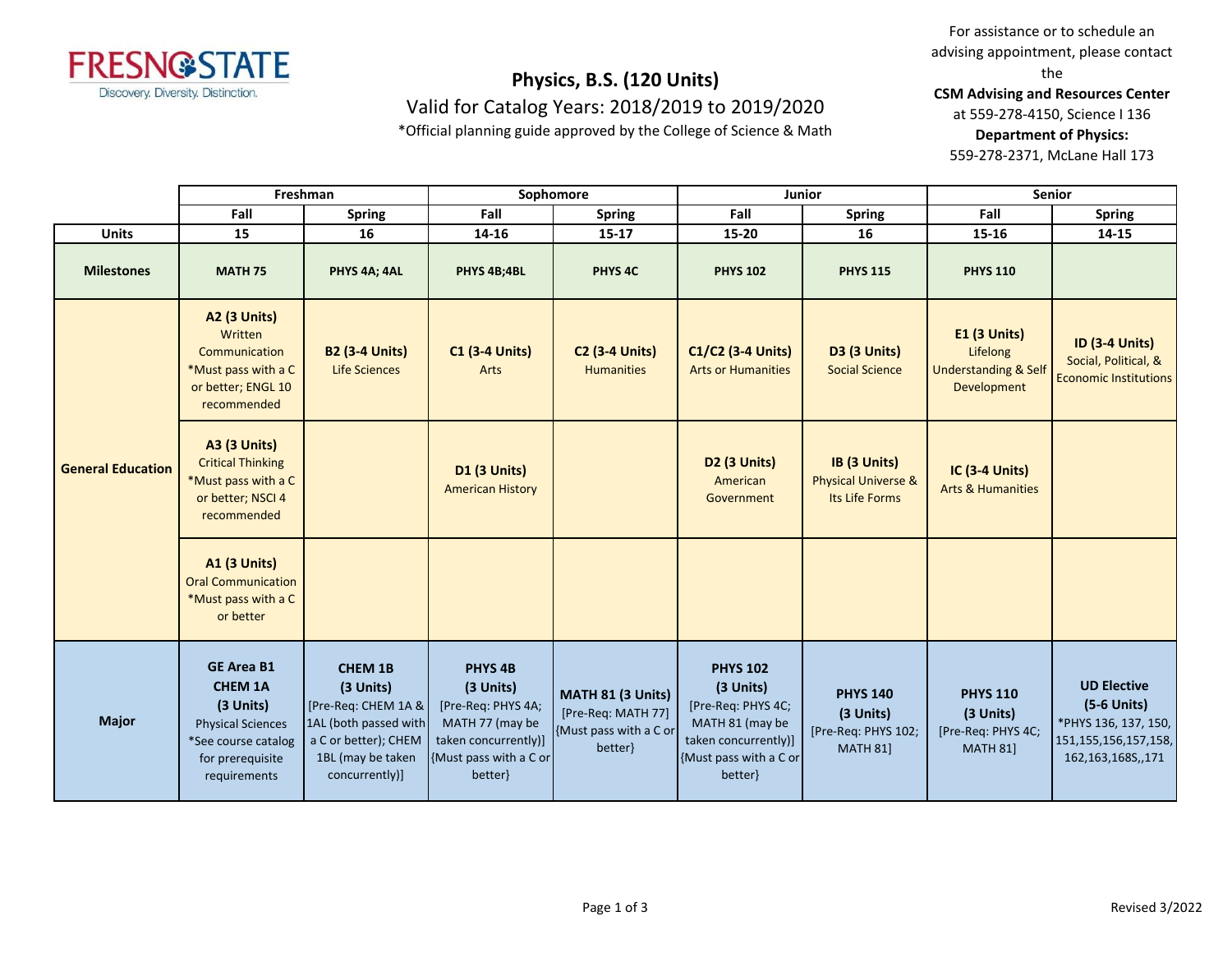FRESNO STATE
Discovery. Diversity. Distinction.

# Physics, B.S. (120 Units)

Valid for Catalog Years: 2018/2019 to 2019/2020

*Official planning guide approved by the College of Science & Math

For assistance or to schedule an advising appointment, please contact the **CSM Advising and Resources Center** at 559-278-4150, Science I 136
**Department of Physics:** 559-278-2371, McLane Hall 173

| | Freshman | | Sophomore | | Junior | | Senior | |
|---|---|---|---|---|---|---|---|---|
| | Fall | Spring | Fall | Spring | Fall | Spring | Fall | Spring |
| **Units** | 15 | 16 | 14-16 | 15-17 | 15-20 | 16 | 15-16 | 14-15 |
| **Milestones** | MATH 75 | PHYS 4A; 4AL | PHYS 4B;4BL | PHYS 4C | PHYS 102 | PHYS 115 | PHYS 110 | |
| **General Education** | **A2 (3 Units)** Written Communication *Must pass with a C or better; ENGL 10 recommended | **B2 (3-4 Units)** Life Sciences | **C1 (3-4 Units)** Arts | **C2 (3-4 Units)** Humanities | **C1/C2 (3-4 Units)** Arts or Humanities | **D3 (3 Units)** Social Science | **E1 (3 Units)** Lifelong Understanding & Self Development | **ID (3-4 Units)** Social, Political, & Economic Institutions |
| | **A3 (3 Units)** Critical Thinking *Must pass with a C or better; NSCI 4 recommended | | **D1 (3 Units)** American History | | **D2 (3 Units)** American Government | **IB (3 Units)** Physical Universe & Its Life Forms | **IC (3-4 Units)** Arts & Humanities | |
| | **A1 (3 Units)** Oral Communication *Must pass with a C or better | | | | | | | |
| **Major** | **GE Area B1 CHEM 1A (3 Units)** Physical Sciences *See course catalog for prerequisite requirements | **CHEM 1B (3 Units)** [Pre-Req: CHEM 1A & 1AL (both passed with a C or better); CHEM 1BL (may be taken concurrently)] | **PHYS 4B (3 Units)** [Pre-Req: PHYS 4A; MATH 77 (may be taken concurrently)] {Must pass with a C or better} | **MATH 81 (3 Units)** [Pre-Req: MATH 77] {Must pass with a C or better} | **PHYS 102 (3 Units)** [Pre-Req: PHYS 4C; MATH 81 (may be taken concurrently)] {Must pass with a C or better} | **PHYS 140 (3 Units)** [Pre-Req: PHYS 102; MATH 81] | **PHYS 110 (3 Units)** [Pre-Req: PHYS 4C; MATH 81] | **UD Elective (5-6 Units)** *PHYS 136, 137, 150, 151,155,156,157,158, 162,163,168S,,171 |

Revised 3/2022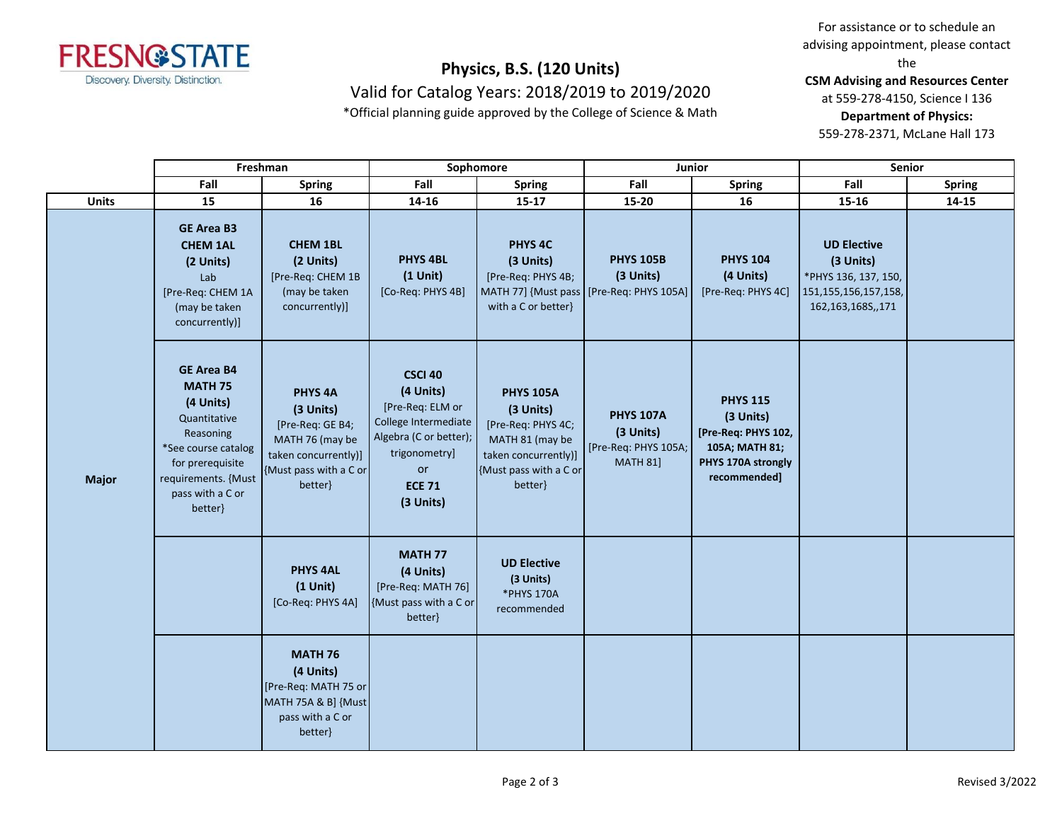FRESNO STATE
Discovery. Diversity. Distinction.

# Physics, B.S. (120 Units)

## Valid for Catalog Years: 2018/2019 to 2019/2020

*Official planning guide approved by the College of Science & Math

For assistance or to schedule an advising appointment, please contact the
**CSM Advising and Resources Center**
at 559-278-4150, Science I 136
**Department of Physics:**
559-278-2371, McLane Hall 173

| | Freshman | | Sophomore | | Junior | | Senior | |
|---|---|---|---|---|---|---|---|---|
| | Fall | Spring | Fall | Spring | Fall | Spring | Fall | Spring |
| **Units** | 15 | 16 | 14-16 | 15-17 | 15-20 | 16 | 15-16 | 14-15 |
| **Major** | **GE Area B3** **CHEM 1AL** **(2 Units)** Lab [Pre-Req: CHEM 1A (may be taken concurrently)] | **CHEM 1BL** **(2 Units)** [Pre-Req: CHEM 1B (may be taken concurrently)] | **PHYS 4BL** **(1 Unit)** [Co-Req: PHYS 4B] | **PHYS 4C** **(3 Units)** [Pre-Req: PHYS 4B; MATH 77] {Must pass with a C or better} | **PHYS 105B** **(3 Units)** [Pre-Req: PHYS 105A] | **PHYS 104** **(4 Units)** [Pre-Req: PHYS 4C] | **UD Elective** **(3 Units)** *PHYS 136, 137, 150, 151,155,156,157,158, 162,163,168S,,171 | |
| | **GE Area B4** **MATH 75** **(4 Units)** Quantitative Reasoning *See course catalog for prerequisite requirements. {Must pass with a C or better} | **PHYS 4A** **(3 Units)** [Pre-Req: GE B4; MATH 76 (may be taken concurrently)] {Must pass with a C or better} | **CSCI 40** **(4 Units)** [Pre-Req: ELM or College Intermediate Algebra (C or better); trigonometry] or **ECE 71** **(3 Units)** | **PHYS 105A** **(3 Units)** [Pre-Req: PHYS 4C; MATH 81 (may be taken concurrently)] {Must pass with a C or better} | **PHYS 107A** **(3 Units)** [Pre-Req: PHYS 105A; MATH 81] | **PHYS 115** **(3 Units)** **[Pre-Req: PHYS 102, 105A; MATH 81; PHYS 170A strongly recommended]** | | |
| | | **PHYS 4AL** **(1 Unit)** [Co-Req: PHYS 4A] | **MATH 77** **(4 Units)** [Pre-Req: MATH 76] {Must pass with a C or better} | **UD Elective** **(3 Units)** *PHYS 170A recommended | | | | |
| | | **MATH 76** **(4 Units)** [Pre-Req: MATH 75 or MATH 75A & B] {Must pass with a C or better} | | | | | | |

Revised 3/2022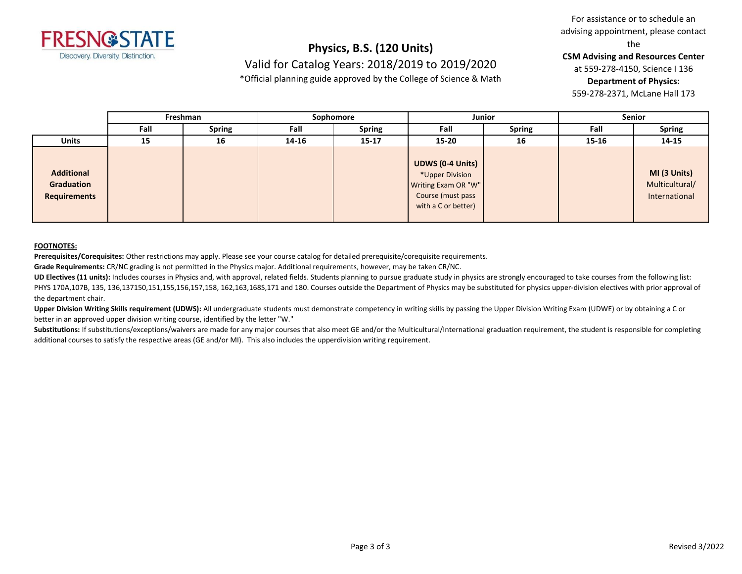**Physics, B.S. (120 Units)**

Valid for Catalog Years: 2018/2019 to 2019/2020

*Official planning guide approved by the College of Science & Math

For assistance or to schedule an advising appointment, please contact the **CSM Advising and Resources Center** at 559-278-4150, Science I 136

**Department of Physics:** 559-278-2371, McLane Hall 173

| | Freshman | | Sophomore | | Junior | | Senior | |
|---|---|---|---|---|---|---|---|---|
| | Fall | Spring | Fall | Spring | Fall | Spring | Fall | Spring |
| **Units** | 15 | 16 | 14-16 | 15-17 | 15-20 | 16 | 15-16 | 14-15 |
| **Additional Graduation Requirements** | | | | | **UDWS (0-4 Units)** *Upper Division Writing Exam OR "W" Course (must pass with a C or better) | | | **MI (3 Units)** Multicultural/ International |

**FOOTNOTES:**

**Prerequisites/Corequisites:** Other restrictions may apply. Please see your course catalog for detailed prerequisite/corequisite requirements.

**Grade Requirements:** CR/NC grading is not permitted in the Physics major. Additional requirements, however, may be taken CR/NC.

**UD Electives (11 units):** Includes courses in Physics and, with approval, related fields. Students planning to pursue graduate study in physics are strongly encouraged to take courses from the following list: PHYS 170A,107B, 135, 136,137150,151,155,156,157,158, 162,163,168S,171 and 180. Courses outside the Department of Physics may be substituted for physics upper-division electives with prior approval of the department chair.

**Upper Division Writing Skills requirement (UDWS):** All undergraduate students must demonstrate competency in writing skills by passing the Upper Division Writing Exam (UDWE) or by obtaining a C or better in an approved upper division writing course, identified by the letter "W."

**Substitutions:** If substitutions/exceptions/waivers are made for any major courses that also meet GE and/or the Multicultural/International graduation requirement, the student is responsible for completing additional courses to satisfy the respective areas (GE and/or MI). This also includes the upperdivision writing requirement.

Revised 3/2022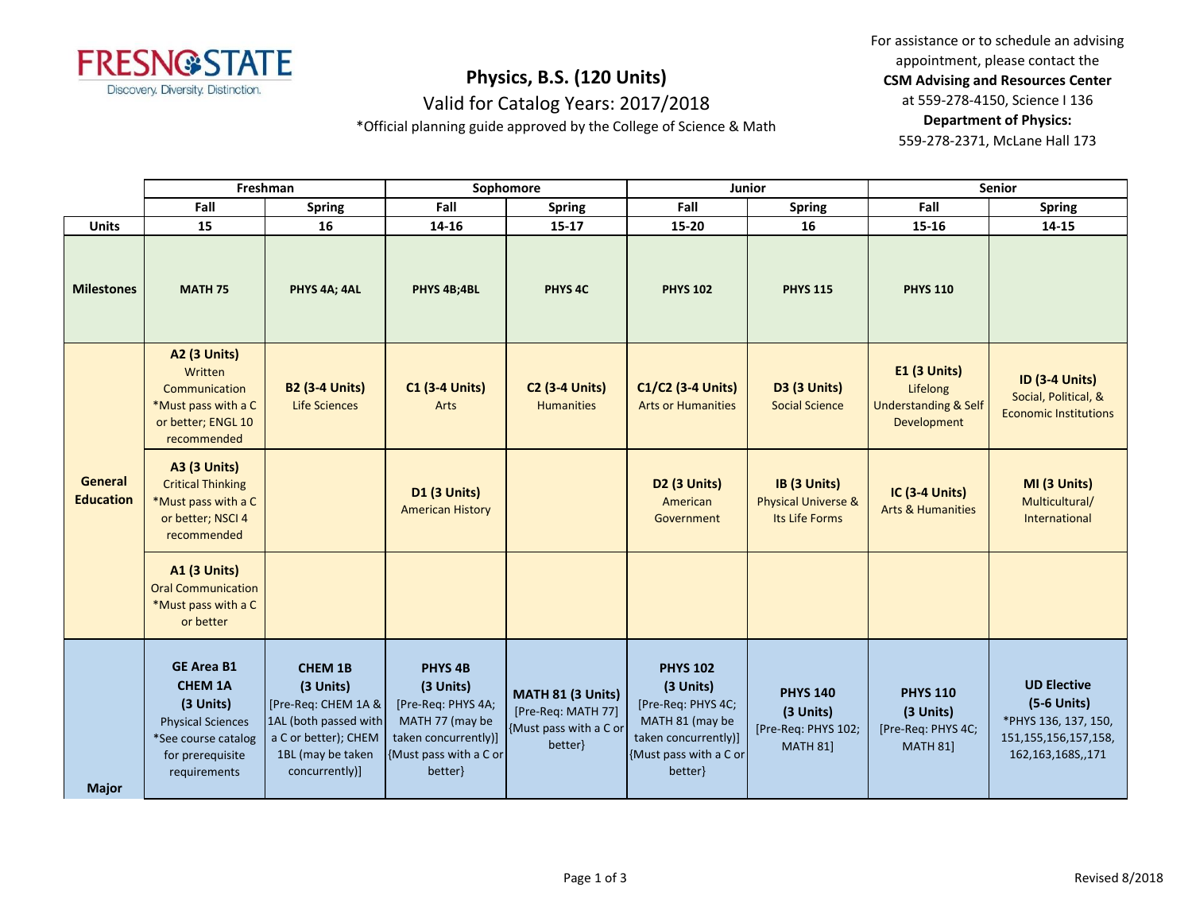# Physics, B.S. (120 Units)

## Valid for Catalog Years: 2017/2018

*Official planning guide approved by the College of Science & Math

For assistance or to schedule an advising appointment, please contact the **CSM Advising and Resources Center** at 559-278-4150, Science I 136
**Department of Physics:** 559-278-2371, McLane Hall 173

| | Freshman | | Sophomore | | Junior | | Senior | |
|---|---|---|---|---|---|---|---|---|
| | **Fall** | **Spring** | **Fall** | **Spring** | **Fall** | **Spring** | **Fall** | **Spring** |
| **Units** | **15** | **16** | **14-16** | **15-17** | **15-20** | **16** | **15-16** | **14-15** |
| **Milestones** | **MATH 75** | **PHYS 4A; 4AL** | **PHYS 4B;4BL** | **PHYS 4C** | **PHYS 102** | **PHYS 115** | **PHYS 110** | |
| **General Education** | **A2 (3 Units)** Written Communication *Must pass with a C or better; ENGL 10 recommended | **B2 (3-4 Units)** Life Sciences | **C1 (3-4 Units)** Arts | **C2 (3-4 Units)** Humanities | **C1/C2 (3-4 Units)** Arts or Humanities | **D3 (3 Units)** Social Science | **E1 (3 Units)** Lifelong Understanding & Self Development | **ID (3-4 Units)** Social, Political, & Economic Institutions |
| | **A3 (3 Units)** Critical Thinking *Must pass with a C or better; NSCI 4 recommended | | **D1 (3 Units)** American History | | **D2 (3 Units)** American Government | **IB (3 Units)** Physical Universe & Its Life Forms | **IC (3-4 Units)** Arts & Humanities | **MI (3 Units)** Multicultural/ International |
| | **A1 (3 Units)** Oral Communication *Must pass with a C or better | | | | | | | |
| **Major** | **GE Area B1 CHEM 1A (3 Units)** Physical Sciences *See course catalog for prerequisite requirements | **CHEM 1B (3 Units)** [Pre-Req: CHEM 1A & 1AL (both passed with a C or better); CHEM 1BL (may be taken concurrently)] | **PHYS 4B (3 Units)** [Pre-Req: PHYS 4A; MATH 77 (may be taken concurrently)] {Must pass with a C or better} | **MATH 81 (3 Units)** [Pre-Req: MATH 77] {Must pass with a C or better} | **PHYS 102 (3 Units)** [Pre-Req: PHYS 4C; MATH 81 (may be taken concurrently)] {Must pass with a C or better} | **PHYS 140 (3 Units)** [Pre-Req: PHYS 102; MATH 81] | **PHYS 110 (3 Units)** [Pre-Req: PHYS 4C; MATH 81] | **UD Elective (5-6 Units)** *PHYS 136, 137, 150, 151,155,156,157,158, 162,163,168S,,171 |

Revised 8/2018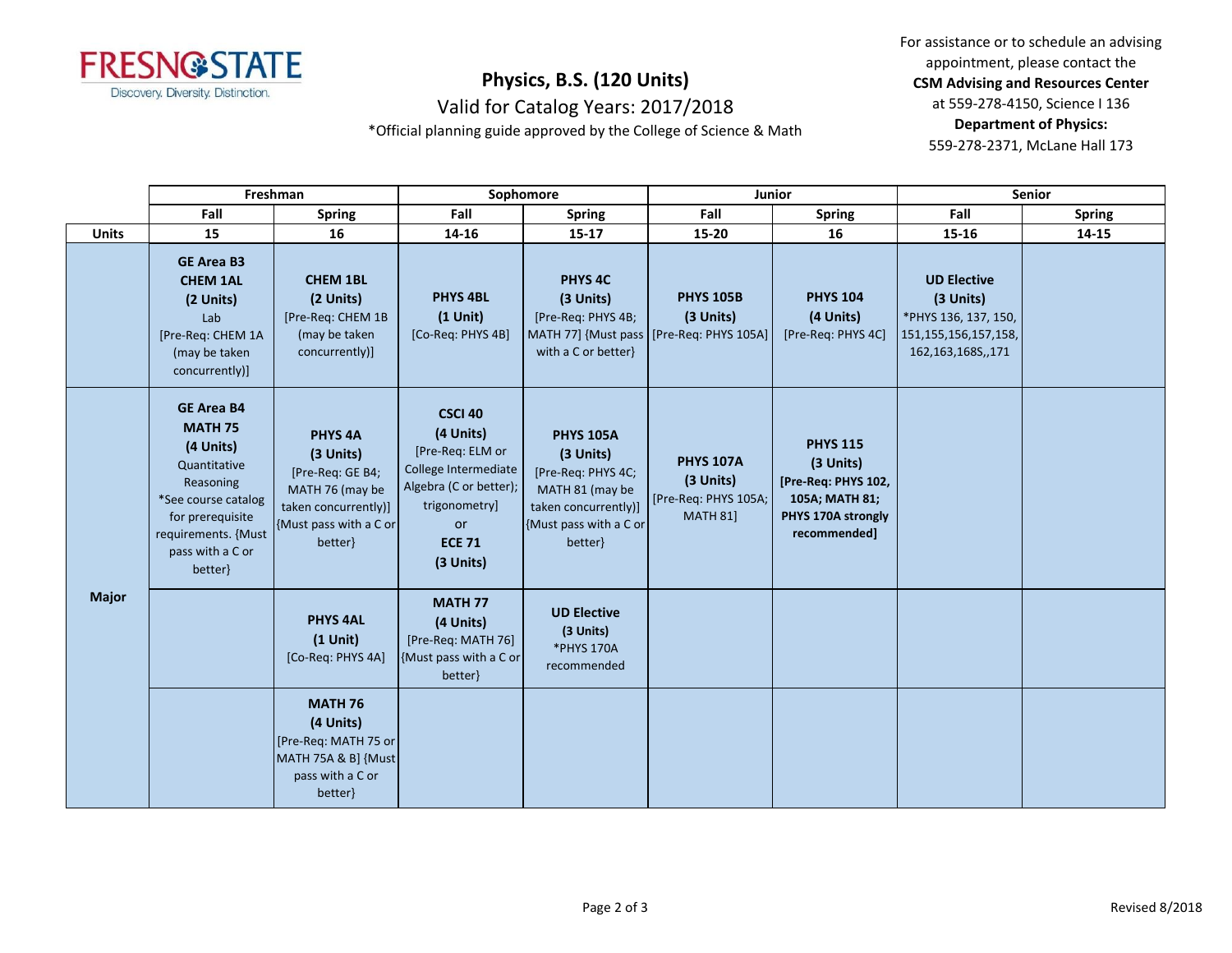# Physics, B.S. (120 Units)

## Valid for Catalog Years: 2017/2018

*Official planning guide approved by the College of Science & Math

For assistance or to schedule an advising appointment, please contact the **CSM Advising and Resources Center** at 559-278-4150, Science I 136
**Department of Physics:** 559-278-2371, McLane Hall 173

| | Freshman | | Sophomore | | Junior | | Senior | |
|---|---|---|---|---|---|---|---|---|
| | Fall | Spring | Fall | Spring | Fall | Spring | Fall | Spring |
| **Units** | 15 | 16 | 14-16 | 15-17 | 15-20 | 16 | 15-16 | 14-15 |
| **Major** | **GE Area B3 CHEM 1AL (2 Units)** Lab [Pre-Req: CHEM 1A (may be taken concurrently)] | **CHEM 1BL (2 Units)** [Pre-Req: CHEM 1B (may be taken concurrently)] | **PHYS 4BL (1 Unit)** [Co-Req: PHYS 4B] | **PHYS 4C (3 Units)** [Pre-Req: PHYS 4B; MATH 77] {Must pass with a C or better} | **PHYS 105B (3 Units)** [Pre-Req: PHYS 105A] | **PHYS 104 (4 Units)** [Pre-Req: PHYS 4C] | **UD Elective (3 Units)** *PHYS 136, 137, 150, 151,155,156,157,158, 162,163,168S,,171 | |
| **Major** | **GE Area B4 MATH 75 (4 Units)** Quantitative Reasoning *See course catalog for prerequisite requirements. {Must pass with a C or better} | **PHYS 4A (3 Units)** [Pre-Req: GE B4; MATH 76 (may be taken concurrently)] {Must pass with a C or better} | **CSCI 40 (4 Units)** [Pre-Req: ELM or College Intermediate Algebra (C or better); trigonometry] or **ECE 71 (3 Units)** | **PHYS 105A (3 Units)** [Pre-Req: PHYS 4C; MATH 81 (may be taken concurrently)] {Must pass with a C or better} | **PHYS 107A (3 Units)** [Pre-Req: PHYS 105A; MATH 81] | **PHYS 115 (3 Units)** **[Pre-Req: PHYS 102, 105A; MATH 81; PHYS 170A strongly recommended]** | | |
| **Major** | | **PHYS 4AL (1 Unit)** [Co-Req: PHYS 4A] | **MATH 77 (4 Units)** [Pre-Req: MATH 76] {Must pass with a C or better} | **UD Elective (3 Units)** *PHYS 170A recommended | | | | |
| **Major** | | **MATH 76 (4 Units)** [Pre-Req: MATH 75 or MATH 75A & B] {Must pass with a C or better} | | | | | | |

Revised 8/2018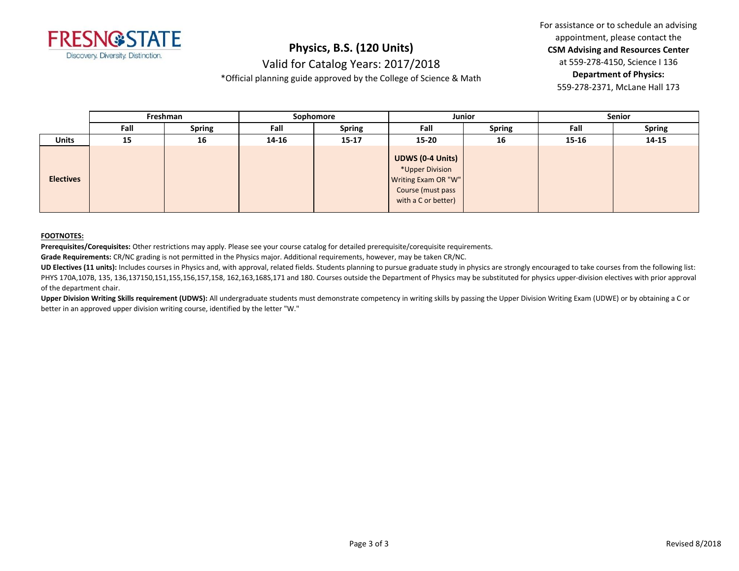**Physics, B.S. (120 Units)**

Valid for Catalog Years: 2017/2018

*Official planning guide approved by the College of Science & Math

For assistance or to schedule an advising appointment, please contact the **CSM Advising and Resources Center** at 559-278-4150, Science I 136

**Department of Physics:** 559-278-2371, McLane Hall 173

| | Freshman | | Sophomore | | Junior | | Senior | |
|---|---|---|---|---|---|---|---|---|
| | **Fall** | **Spring** | **Fall** | **Spring** | **Fall** | **Spring** | **Fall** | **Spring** |
| **Units** | **15** | **16** | **14-16** | **15-17** | **15-20** | **16** | **15-16** | **14-15** |
| **Electives** | | | | | **UDWS (0-4 Units)** *Upper Division Writing Exam OR "W" Course (must pass with a C or better) | | | |

**FOOTNOTES:**

**Prerequisites/Corequisites:** Other restrictions may apply. Please see your course catalog for detailed prerequisite/corequisite requirements.

**Grade Requirements:** CR/NC grading is not permitted in the Physics major. Additional requirements, however, may be taken CR/NC.

**UD Electives (11 units):** Includes courses in Physics and, with approval, related fields. Students planning to pursue graduate study in physics are strongly encouraged to take courses from the following list: PHYS 170A,107B, 135, 136,137150,151,155,156,157,158, 162,163,168S,171 and 180. Courses outside the Department of Physics may be substituted for physics upper-division electives with prior approval of the department chair.

**Upper Division Writing Skills requirement (UDWS):** All undergraduate students must demonstrate competency in writing skills by passing the Upper Division Writing Exam (UDWE) or by obtaining a C or better in an approved upper division writing course, identified by the letter "W."

Revised 8/2018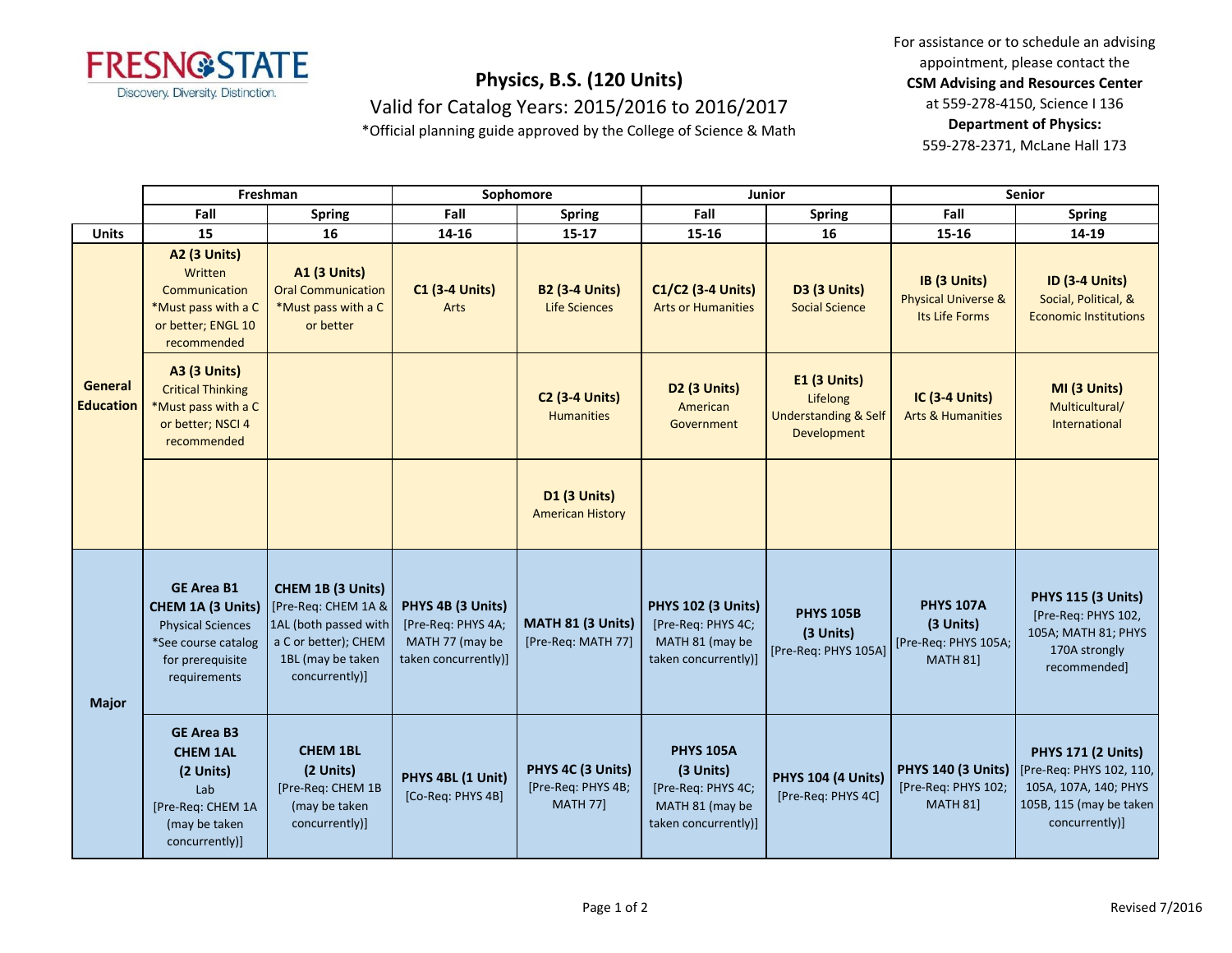# Physics, B.S. (120 Units)

Valid for Catalog Years: 2015/2016 to 2016/2017

*Official planning guide approved by the College of Science & Math

For assistance or to schedule an advising appointment, please contact the **CSM Advising and Resources Center** at 559-278-4150, Science I 136

**Department of Physics:** 559-278-2371, McLane Hall 173

| | Freshman | | Sophomore | | Junior | | Senior | |
|---|---|---|---|---|---|---|---|---|
| | Fall | Spring | Fall | Spring | Fall | Spring | Fall | Spring |
| **Units** | 15 | 16 | 14-16 | 15-17 | 15-16 | 16 | 15-16 | 14-19 |
| **General Education** | **A2 (3 Units)** Written Communication *Must pass with a C or better; ENGL 10 recommended | **A1 (3 Units)** Oral Communication *Must pass with a C or better | **C1 (3-4 Units)** Arts | **B2 (3-4 Units)** Life Sciences | **C1/C2 (3-4 Units)** Arts or Humanities | **D3 (3 Units)** Social Science | **IB (3 Units)** Physical Universe & Its Life Forms | **ID (3-4 Units)** Social, Political, & Economic Institutions |
| | **A3 (3 Units)** Critical Thinking *Must pass with a C or better; NSCI 4 recommended | | | **C2 (3-4 Units)** Humanities | **D2 (3 Units)** American Government | **E1 (3 Units)** Lifelong Understanding & Self Development | **IC (3-4 Units)** Arts & Humanities | **MI (3 Units)** Multicultural/ International |
| | | | | **D1 (3 Units)** American History | | | | |
| **Major** | **GE Area B1 CHEM 1A (3 Units)** Physical Sciences *See course catalog for prerequisite requirements | **CHEM 1B (3 Units)** [Pre-Req: CHEM 1A & 1AL (both passed with a C or better); CHEM 1BL (may be taken concurrently)] | **PHYS 4B (3 Units)** [Pre-Req: PHYS 4A; MATH 77 (may be taken concurrently)] | **MATH 81 (3 Units)** [Pre-Req: MATH 77] | **PHYS 102 (3 Units)** [Pre-Req: PHYS 4C; MATH 81 (may be taken concurrently)] | **PHYS 105B (3 Units)** [Pre-Req: PHYS 105A] | **PHYS 107A (3 Units)** [Pre-Req: PHYS 105A; MATH 81] | **PHYS 115 (3 Units)** [Pre-Req: PHYS 102, 105A; MATH 81; PHYS 170A strongly recommended] |
| | **GE Area B3 CHEM 1AL (2 Units)** Lab [Pre-Req: CHEM 1A (may be taken concurrently)] | **CHEM 1BL (2 Units)** [Pre-Req: CHEM 1B (may be taken concurrently)] | **PHYS 4BL (1 Unit)** [Co-Req: PHYS 4B] | **PHYS 4C (3 Units)** [Pre-Req: PHYS 4B; MATH 77] | **PHYS 105A (3 Units)** [Pre-Req: PHYS 4C; MATH 81 (may be taken concurrently)] | **PHYS 104 (4 Units)** [Pre-Req: PHYS 4C] | **PHYS 140 (3 Units)** [Pre-Req: PHYS 102; MATH 81] | **PHYS 171 (2 Units)** [Pre-Req: PHYS 102, 110, 105A, 107A, 140; PHYS 105B, 115 (may be taken concurrently)] |

Revised 7/2016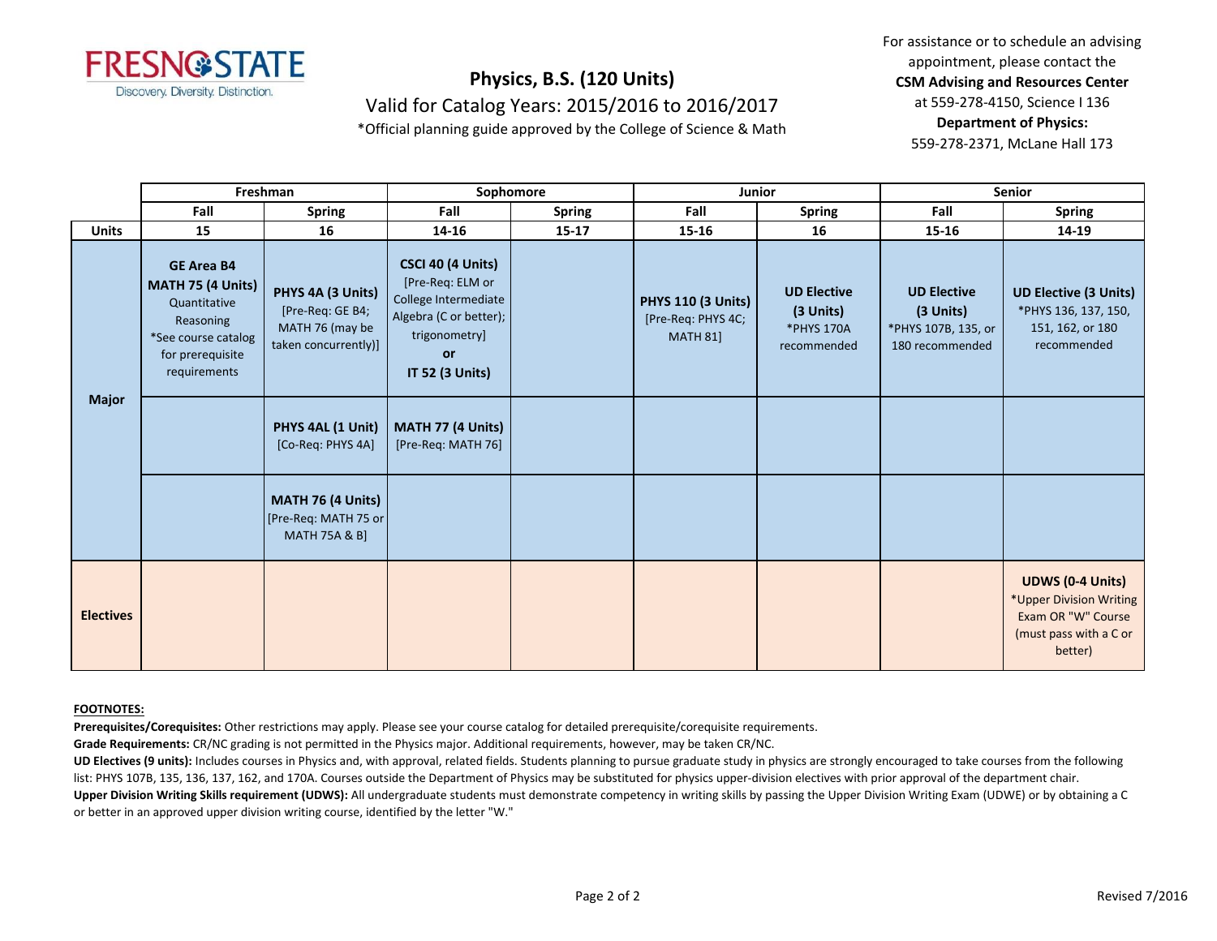# Physics, B.S. (120 Units)

Valid for Catalog Years: 2015/2016 to 2016/2017

*Official planning guide approved by the College of Science & Math

For assistance or to schedule an advising appointment, please contact the **CSM Advising and Resources Center** at 559-278-4150, Science I 136
**Department of Physics:** 559-278-2371, McLane Hall 173

| | Freshman | | Sophomore | | Junior | | Senior | |
|---|---|---|---|---|---|---|---|---|
| | Fall | Spring | Fall | Spring | Fall | Spring | Fall | Spring |
| **Units** | 15 | 16 | 14-16 | 15-17 | 15-16 | 16 | 15-16 | 14-19 |
| **Major** | **GE Area B4 MATH 75 (4 Units)** Quantitative Reasoning *See course catalog for prerequisite requirements | **PHYS 4A (3 Units)** [Pre-Req: GE B4; MATH 76 (may be taken concurrently)] | **CSCI 40 (4 Units)** [Pre-Req: ELM or College Intermediate Algebra (C or better); trigonometry] **or** **IT 52 (3 Units)** | | **PHYS 110 (3 Units)** [Pre-Req: PHYS 4C; MATH 81] | **UD Elective (3 Units)** *PHYS 170A recommended | **UD Elective (3 Units)** *PHYS 107B, 135, or 180 recommended | **UD Elective (3 Units)** *PHYS 136, 137, 150, 151, 162, or 180 recommended |
| | | **PHYS 4AL (1 Unit)** [Co-Req: PHYS 4A] | **MATH 77 (4 Units)** [Pre-Req: MATH 76] | | | | | |
| | | **MATH 76 (4 Units)** [Pre-Req: MATH 75 or MATH 75A & B] | | | | | | |
| **Electives** | | | | | | | | **UDWS (0-4 Units)** *Upper Division Writing Exam OR "W" Course (must pass with a C or better) |

**FOOTNOTES:**

**Prerequisites/Corequisites:** Other restrictions may apply. Please see your course catalog for detailed prerequisite/corequisite requirements.

**Grade Requirements:** CR/NC grading is not permitted in the Physics major. Additional requirements, however, may be taken CR/NC.

**UD Electives (9 units):** Includes courses in Physics and, with approval, related fields. Students planning to pursue graduate study in physics are strongly encouraged to take courses from the following list: PHYS 107B, 135, 136, 137, 162, and 170A. Courses outside the Department of Physics may be substituted for physics upper-division electives with prior approval of the department chair.

**Upper Division Writing Skills requirement (UDWS):** All undergraduate students must demonstrate competency in writing skills by passing the Upper Division Writing Exam (UDWE) or by obtaining a C or better in an approved upper division writing course, identified by the letter "W."

Revised 7/2016